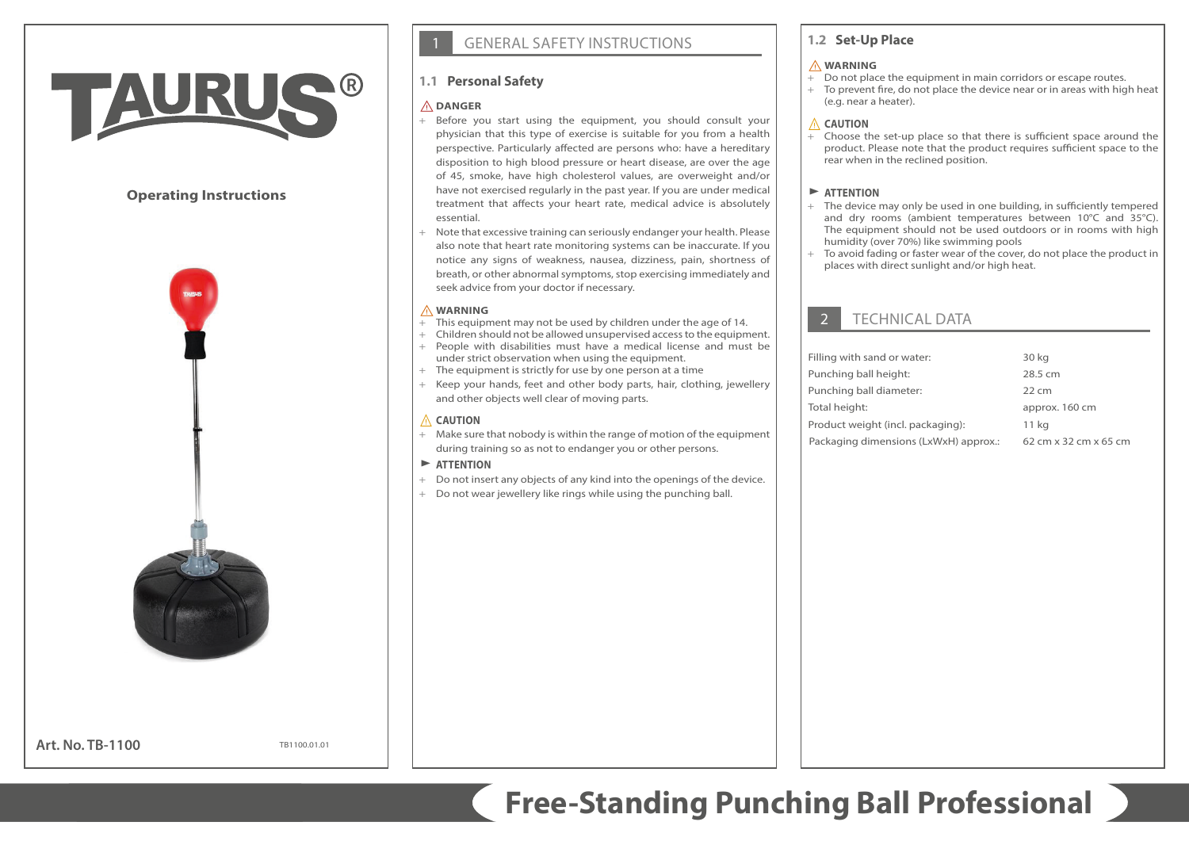# TAURUS®

**Operating Instructions**

**Art. No. TB-1100**

TB1100.01.01

# Free-Standing Punching Ball Professional

## 1 GENERAL SAFETY INSTRUCTIONS

### 1.1 Personal Safety

**⚠ DANGER**

- Before you start using the equipment, you should consult your physician that this type of exercise is suitable for you from a health perspective. Particularly affected are persons who: have a hereditary disposition to high blood pressure or heart disease, are over the age of 45, smoke, have high cholesterol values, are overweight and/or have not exercised regularly in the past year. If you are under medical treatment that affects your heart rate, medical advice is absolutely essential.
- Note that excessive training can seriously endanger your health. Please also note that heart rate monitoring systems can be inaccurate. If you notice any signs of weakness, nausea, dizziness, pain, shortness of breath, or other abnormal symptoms, stop exercising immediately and seek advice from your doctor if necessary.

**⚠ WARNING**

- This equipment may not be used by children under the age of 14.
- Children should not be allowed unsupervised access to the equipment.
- People with disabilities must have a medical license and must be under strict observation when using the equipment.
- The equipment is strictly for use by one person at a time
- Keep your hands, feet and other body parts, hair, clothing, jewellery and other objects well clear of moving parts.

**⚠ CAUTION**

- Make sure that nobody is within the range of motion of the equipment during training so as not to endanger you or other persons.

**► ATTENTION**

- Do not insert any objects of any kind into the openings of the device.
- Do not wear jewellery like rings while using the punching ball.

### 1.2 Set-Up Place

**⚠ WARNING**

- Do not place the equipment in main corridors or escape routes.
- To prevent fire, do not place the device near or in areas with high heat (e.g. near a heater).

**⚠ CAUTION**

- Choose the set-up place so that there is sufficient space around the product. Please note that the product requires sufficient space to the rear when in the reclined position.

**► ATTENTION**

- The device may only be used in one building, in sufficiently tempered and dry rooms (ambient temperatures between 10°C and 35°C). The equipment should not be used outdoors or in rooms with high humidity (over 70%) like swimming pools
- To avoid fading or faster wear of the cover, do not place the product in places with direct sunlight and/or high heat.

## 2 TECHNICAL DATA

| | |
|---|---|
| Filling with sand or water: | 30 kg |
| Punching ball height: | 28.5 cm |
| Punching ball diameter: | 22 cm |
| Total height: | approx. 160 cm |
| Product weight (incl. packaging): | 11 kg |
| Packaging dimensions (LxWxH) approx.: | 62 cm x 32 cm x 65 cm |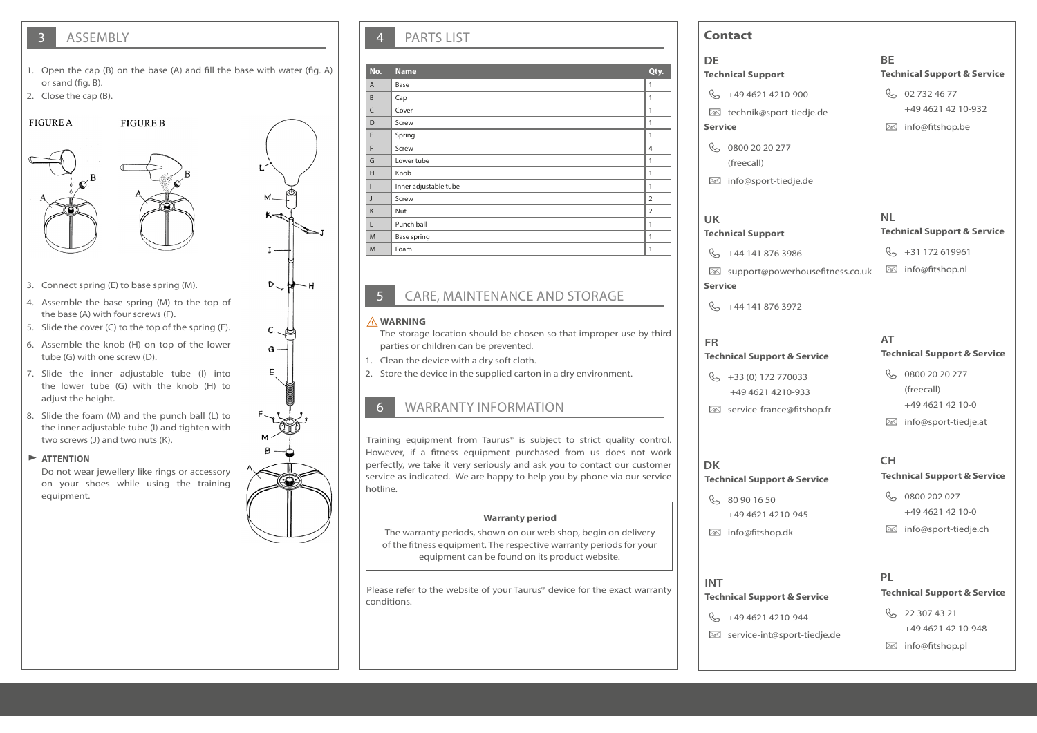## 3 ASSEMBLY

1. Open the cap (B) on the base (A) and fill the base with water (fig. A) or sand (fig. B).
2. Close the cap (B).

FIGURE A

FIGURE B

3. Connect spring (E) to base spring (M).
4. Assemble the base spring (M) to the top of the base (A) with four screws (F).
5. Slide the cover (C) to the top of the spring (E).
6. Assemble the knob (H) on top of the lower tube (G) with one screw (D).
7. Slide the inner adjustable tube (I) into the lower tube (G) with the knob (H) to adjust the height.
8. Slide the foam (M) and the punch ball (L) to the inner adjustable tube (I) and tighten with two screws (J) and two nuts (K).

► **ATTENTION**

Do not wear jewellery like rings or accessory on your shoes while using the training equipment.

## 4 PARTS LIST

| No. | Name | Qty. |
|---|---|---|
| A | Base | 1 |
| B | Cap | 1 |
| C | Cover | 1 |
| D | Screw | 1 |
| E | Spring | 1 |
| F | Screw | 4 |
| G | Lower tube | 1 |
| H | Knob | 1 |
| I | Inner adjustable tube | 1 |
| J | Screw | 2 |
| K | Nut | 2 |
| L | Punch ball | 1 |
| M | Base spring | 1 |
| M | Foam | 1 |

## 5 CARE, MAINTENANCE AND STORAGE

⚠ **WARNING**

The storage location should be chosen so that improper use by third parties or children can be prevented.

1. Clean the device with a dry soft cloth.
2. Store the device in the supplied carton in a dry environment.

## 6 WARRANTY INFORMATION

Training equipment from Taurus® is subject to strict quality control. However, if a fitness equipment purchased from us does not work perfectly, we take it very seriously and ask you to contact our customer service as indicated. We are happy to help you by phone via our service hotline.

**Warranty period**

The warranty periods, shown on our web shop, begin on delivery of the fitness equipment. The respective warranty periods for your equipment can be found on its product website.

Please refer to the website of your Taurus® device for the exact warranty conditions.

## Contact

### DE

**Technical Support**

+49 4621 4210-900

technik@sport-tiedje.de

**Service**

0800 20 20 277 (freecall)

info@sport-tiedje.de

### BE

**Technical Support & Service**

02 732 46 77
+49 4621 42 10-932

info@fitshop.be

### UK

**Technical Support**

+44 141 876 3986

support@powerhousefitness.co.uk

**Service**

+44 141 876 3972

### NL

**Technical Support & Service**

+31 172 619961

info@fitshop.nl

### FR

**Technical Support & Service**

+33 (0) 172 770033
+49 4621 4210-933

service-france@fitshop.fr

### AT

**Technical Support & Service**

0800 20 20 277 (freecall)
+49 4621 42 10-0

info@sport-tiedje.at

### DK

**Technical Support & Service**

80 90 16 50
+49 4621 4210-945

info@fitshop.dk

### CH

**Technical Support & Service**

0800 202 027
+49 4621 42 10-0

info@sport-tiedje.ch

### INT

**Technical Support & Service**

+49 4621 4210-944

service-int@sport-tiedje.de

### PL

**Technical Support & Service**

22 307 43 21
+49 4621 42 10-948

info@fitshop.pl